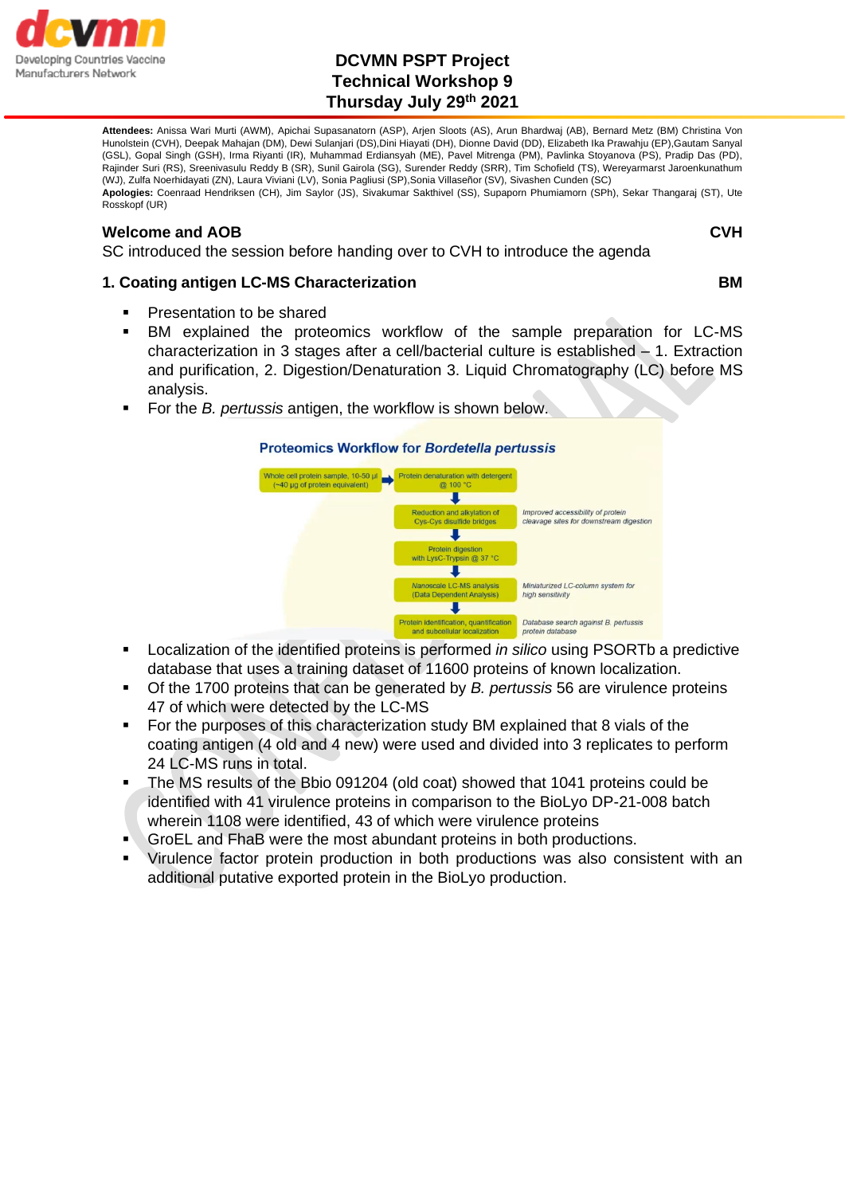# DCVMN PSPT Project
# Technical Workshop 9
# Thursday July 29th 2021

**Attendees:** Anissa Wari Murti (AWM), Apichai Supasanatorn (ASP), Arjen Sloots (AS), Arun Bhardwaj (AB), Bernard Metz (BM) Christina Von Hunolstein (CVH), Deepak Mahajan (DM), Dewi Sulanjari (DS),Dini Hiayati (DH), Dionne David (DD), Elizabeth Ika Prawahju (EP),Gautam Sanyal (GSL), Gopal Singh (GSH), Irma Riyanti (IR), Muhammad Erdiansyah (ME), Pavel Mitrenga (PM), Pavlinka Stoyanova (PS), Pradip Das (PD), Rajinder Suri (RS), Sreenivasulu Reddy B (SR), Sunil Gairola (SG), Surender Reddy (SRR), Tim Schofield (TS), Wereyarmarst Jaroenkunathum (WJ), Zulfa Noerhidayati (ZN), Laura Viviani (LV), Sonia Pagliusi (SP),Sonia Villaseñor (SV), Sivashen Cunden (SC)
**Apologies:** Coenraad Hendriksen (CH), Jim Saylor (JS), Sivakumar Sakthivel (SS), Supaporn Phumiamorn (SPh), Sekar Thangaraj (ST), Ute Rosskopf (UR)

## Welcome and AOB — CVH

SC introduced the session before handing over to CVH to introduce the agenda

## 1. Coating antigen LC-MS Characterization — BM

- Presentation to be shared
- BM explained the proteomics workflow of the sample preparation for LC-MS characterization in 3 stages after a cell/bacterial culture is established – 1. Extraction and purification, 2. Digestion/Denaturation 3. Liquid Chromatography (LC) before MS analysis.
- For the *B. pertussis* antigen, the workflow is shown below.

**Proteomics Workflow for *Bordetella pertussis***

Whole cell protein sample, 10-50 µl (~40 µg of protein equivalent) → Protein denaturation with detergent @ 100 °C → Reduction and alkylation of Cys-Cys disulfide bridges (*Improved accessibility of protein cleavage sites for downstream digestion*) → Protein digestion with LysC-Trypsin @ 37 °C → Nanoscale LC-MS analysis (Data Dependent Analysis) (*Miniaturized LC-column system for high sensitivity*) → Protein identification, quantification and subcellular localization (*Database search against B. pertussis protein database*)

- Localization of the identified proteins is performed *in silico* using PSORTb a predictive database that uses a training dataset of 11600 proteins of known localization.
- Of the 1700 proteins that can be generated by *B. pertussis* 56 are virulence proteins 47 of which were detected by the LC-MS
- For the purposes of this characterization study BM explained that 8 vials of the coating antigen (4 old and 4 new) were used and divided into 3 replicates to perform 24 LC-MS runs in total.
- The MS results of the Bbio 091204 (old coat) showed that 1041 proteins could be identified with 41 virulence proteins in comparison to the BioLyo DP-21-008 batch wherein 1108 were identified, 43 of which were virulence proteins
- GroEL and FhaB were the most abundant proteins in both productions.
- Virulence factor protein production in both productions was also consistent with an additional putative exported protein in the BioLyo production.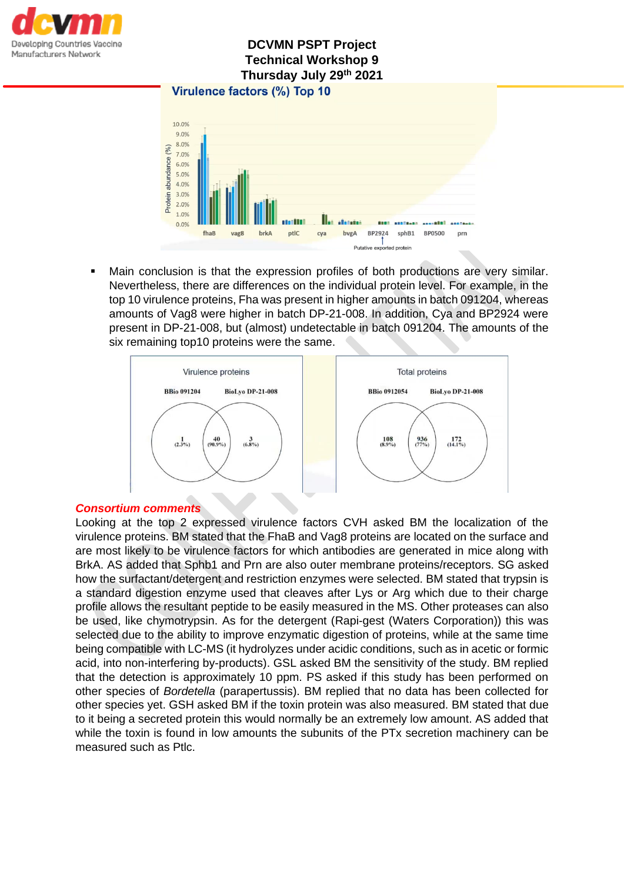Virulence factors (%) Top 10

- Main conclusion is that the expression profiles of both productions are very similar. Nevertheless, there are differences on the individual protein level. For example, in the top 10 virulence proteins, Fha was present in higher amounts in batch 091204, whereas amounts of Vag8 were higher in batch DP-21-008. In addition, Cya and BP2924 were present in DP-21-008, but (almost) undetectable in batch 091204. The amounts of the six remaining top10 proteins were the same.

***Consortium comments***

Looking at the top 2 expressed virulence factors CVH asked BM the localization of the virulence proteins. BM stated that the FhaB and Vag8 proteins are located on the surface and are most likely to be virulence factors for which antibodies are generated in mice along with BrkA. AS added that Sphb1 and Prn are also outer membrane proteins/receptors. SG asked how the surfactant/detergent and restriction enzymes were selected. BM stated that trypsin is a standard digestion enzyme used that cleaves after Lys or Arg which due to their charge profile allows the resultant peptide to be easily measured in the MS. Other proteases can also be used, like chymotrypsin. As for the detergent (Rapi-gest (Waters Corporation)) this was selected due to the ability to improve enzymatic digestion of proteins, while at the same time being compatible with LC-MS (it hydrolyzes under acidic conditions, such as in acetic or formic acid, into non-interfering by-products). GSL asked BM the sensitivity of the study. BM replied that the detection is approximately 10 ppm. PS asked if this study has been performed on other species of *Bordetella* (parapertussis). BM replied that no data has been collected for other species yet. GSH asked BM if the toxin protein was also measured. BM stated that due to it being a secreted protein this would normally be an extremely low amount. AS added that while the toxin is found in low amounts the subunits of the PTx secretion machinery can be measured such as Ptlc.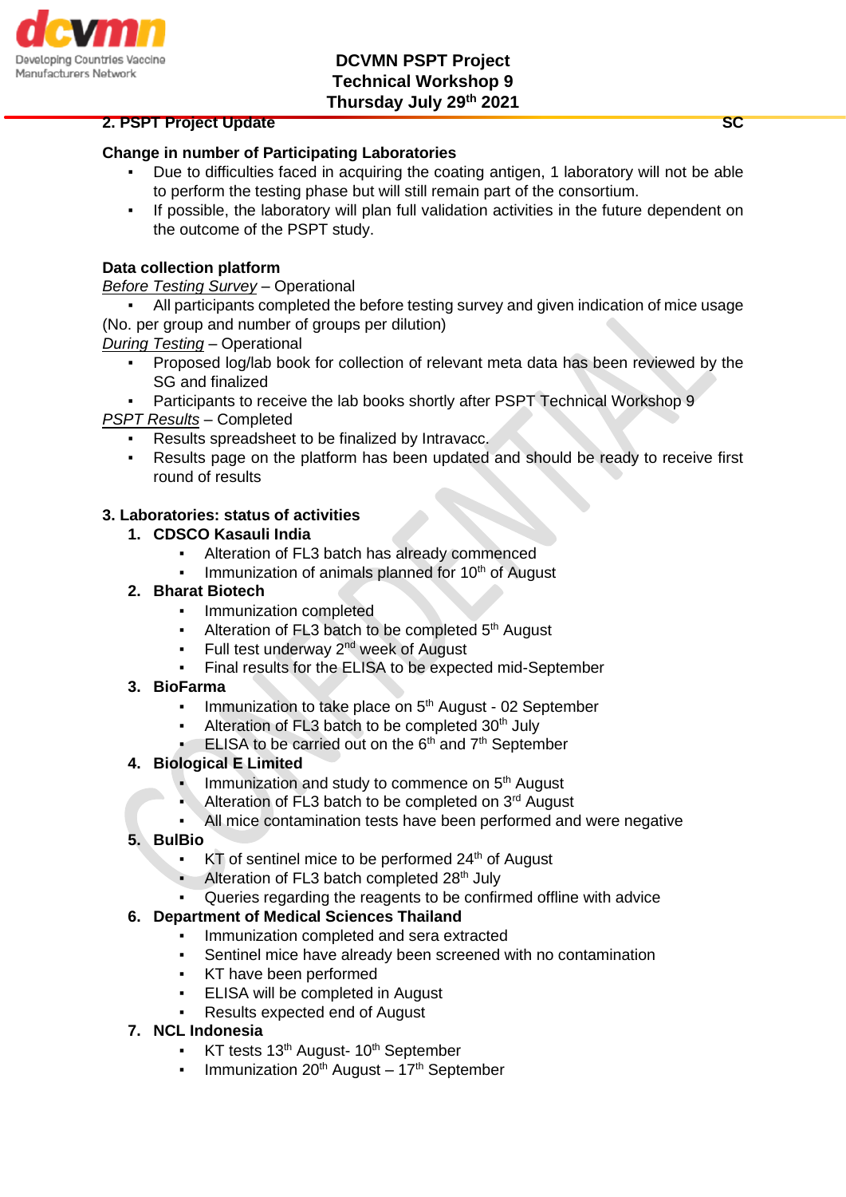## 2. PSPT Project Update SC

### Change in number of Participating Laboratories

- Due to difficulties faced in acquiring the coating antigen, 1 laboratory will not be able to perform the testing phase but will still remain part of the consortium.
- If possible, the laboratory will plan full validation activities in the future dependent on the outcome of the PSPT study.

### Data collection platform

*Before Testing Survey* – Operational

- All participants completed the before testing survey and given indication of mice usage (No. per group and number of groups per dilution)

*During Testing* – Operational

- Proposed log/lab book for collection of relevant meta data has been reviewed by the SG and finalized
- Participants to receive the lab books shortly after PSPT Technical Workshop 9

*PSPT Results* – Completed

- Results spreadsheet to be finalized by Intravacc.
- Results page on the platform has been updated and should be ready to receive first round of results

## 3. Laboratories: status of activities

1. **CDSCO Kasauli India**
   - Alteration of FL3 batch has already commenced
   - Immunization of animals planned for 10th of August
2. **Bharat Biotech**
   - Immunization completed
   - Alteration of FL3 batch to be completed 5th August
   - Full test underway 2nd week of August
   - Final results for the ELISA to be expected mid-September
3. **BioFarma**
   - Immunization to take place on 5th August - 02 September
   - Alteration of FL3 batch to be completed 30th July
   - ELISA to be carried out on the 6th and 7th September
4. **Biological E Limited**
   - Immunization and study to commence on 5th August
   - Alteration of FL3 batch to be completed on 3rd August
   - All mice contamination tests have been performed and were negative
5. **BulBio**
   - KT of sentinel mice to be performed 24th of August
   - Alteration of FL3 batch completed 28th July
   - Queries regarding the reagents to be confirmed offline with advice
6. **Department of Medical Sciences Thailand**
   - Immunization completed and sera extracted
   - Sentinel mice have already been screened with no contamination
   - KT have been performed
   - ELISA will be completed in August
   - Results expected end of August
7. **NCL Indonesia**
   - KT tests 13th August- 10th September
   - Immunization 20th August – 17th September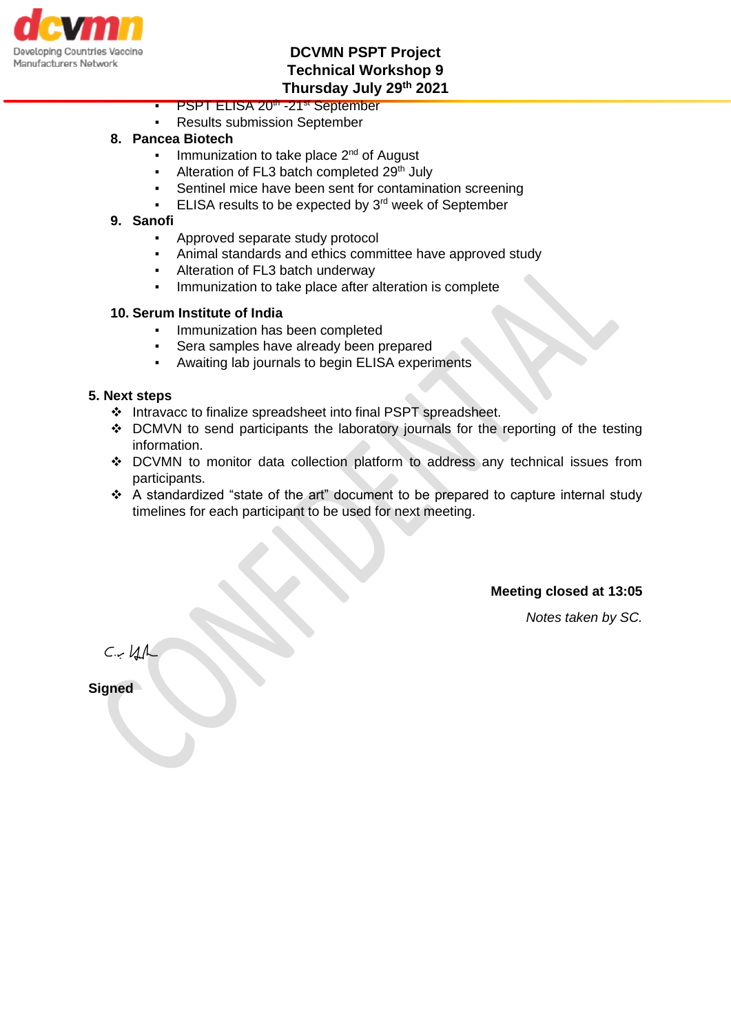- PSPT ELISA 20th -21st September
- Results submission September

8. **Pancea Biotech**
   - Immunization to take place 2nd of August
   - Alteration of FL3 batch completed 29th July
   - Sentinel mice have been sent for contamination screening
   - ELISA results to be expected by 3rd week of September
9. **Sanofi**
   - Approved separate study protocol
   - Animal standards and ethics committee have approved study
   - Alteration of FL3 batch underway
   - Immunization to take place after alteration is complete

10. **Serum Institute of India**
    - Immunization has been completed
    - Sera samples have already been prepared
    - Awaiting lab journals to begin ELISA experiments

**5. Next steps**

- Intravacc to finalize spreadsheet into final PSPT spreadsheet.
- DCMVN to send participants the laboratory journals for the reporting of the testing information.
- DCVMN to monitor data collection platform to address any technical issues from participants.
- A standardized "state of the art" document to be prepared to capture internal study timelines for each participant to be used for next meeting.

**Meeting closed at 13:05**

*Notes taken by SC.*

**Signed**